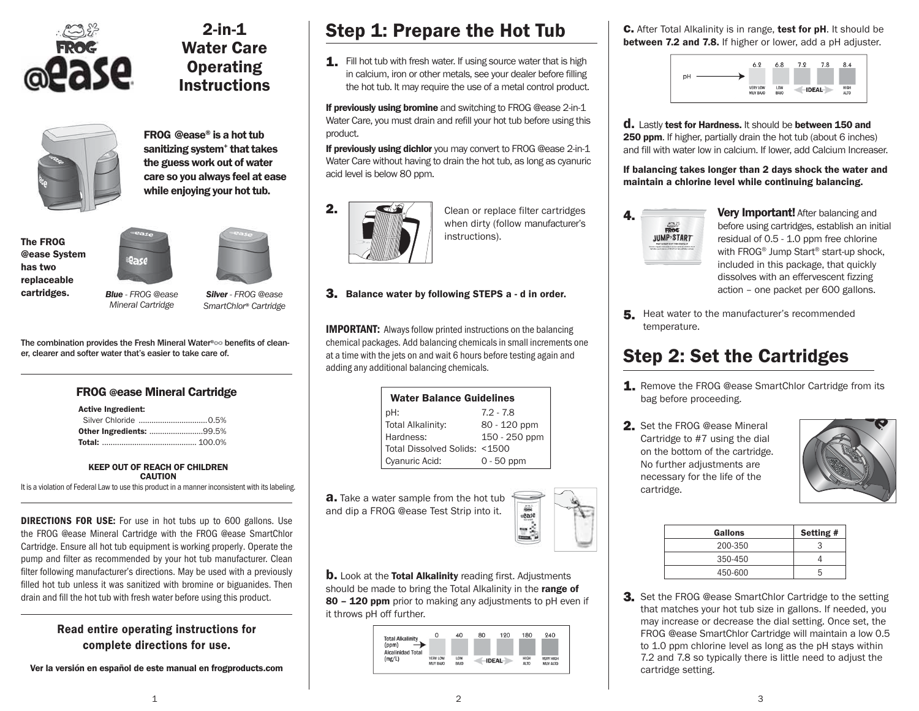# 2-in-1 Water Care Operating Instructions

**FROG @ease® is a hot tub sanitizing system+ that takes the guess work out of water care so you always feel at ease while enjoying your hot tub.**

**The FROG @ease System has two replaceable cartridges.**

*Blue - FROG @ease Mineral Cartridge*

*Silver - FROG @ease SmartChlor® Cartridge*

The combination provides the Fresh Mineral Water®∞ benefits of cleaner, clearer and softer water that's easier to take care of.

### FROG @ease Mineral Cartridge

**Active Ingredient:**
Silver Chloride ................................0.5%
**Other Ingredients:** .........................99.5%
**Total:** ........................................... 100.0%

**KEEP OUT OF REACH OF CHILDREN**
**CAUTION**

It is a violation of Federal Law to use this product in a manner inconsistent with its labeling.

**DIRECTIONS FOR USE:** For use in hot tubs up to 600 gallons. Use the FROG @ease Mineral Cartridge with the FROG @ease SmartChlor Cartridge. Ensure all hot tub equipment is working properly. Operate the pump and filter as recommended by your hot tub manufacturer. Clean filter following manufacturer's directions. May be used with a previously filled hot tub unless it was sanitized with bromine or biguanides. Then drain and fill the hot tub with fresh water before using this product.

**Read entire operating instructions for complete directions for use.**

**Ver la versión en español de este manual en frogproducts.com**

## Step 1: Prepare the Hot Tub

**1.** Fill hot tub with fresh water. If using source water that is high in calcium, iron or other metals, see your dealer before filling the hot tub. It may require the use of a metal control product.

**If previously using bromine** and switching to FROG @ease 2-in-1 Water Care, you must drain and refill your hot tub before using this product.

**If previously using dichlor** you may convert to FROG @ease 2-in-1 Water Care without having to drain the hot tub, as long as cyanuric acid level is below 80 ppm.

**2.** Clean or replace filter cartridges when dirty (follow manufacturer's instructions).

**3. Balance water by following STEPS a - d in order.**

**IMPORTANT:** Always follow printed instructions on the balancing chemical packages. Add balancing chemicals in small increments one at a time with the jets on and wait 6 hours before testing again and adding any additional balancing chemicals.

| Water Balance Guidelines | |
|---|---|
| pH: | 7.2 - 7.8 |
| Total Alkalinity: | 80 - 120 ppm |
| Hardness: | 150 - 250 ppm |
| Total Dissolved Solids: | <1500 |
| Cyanuric Acid: | 0 - 50 ppm |

**a.** Take a water sample from the hot tub and dip a FROG @ease Test Strip into it.

**b.** Look at the **Total Alkalinity** reading first. Adjustments should be made to bring the Total Alkalinity in the **range of 80 – 120 ppm** prior to making any adjustments to pH even if it throws pH off further.

| Total Alkalinity (ppm) Alcalinidad Total (mg/L) | 0 | 40 | 80 | 120 | 180 | 240 |
|---|---|---|---|---|---|---|
| | VERY LOW MUY BAJO | LOW BAJO | IDEAL | IDEAL | HIGH ALTO | VERY HIGH MUY ALTO |

**c.** After Total Alkalinity is in range, **test for pH**. It should be **between 7.2 and 7.8.** If higher or lower, add a pH adjuster.

| pH | 6.2 | 6.8 | 7.2 | 7.8 | 8.4 |
|---|---|---|---|---|---|
| | VERY LOW MUY BAJO | LOW BAJO | IDEAL | IDEAL | HIGH ALTO |

**d.** Lastly **test for Hardness.** It should be **between 150 and 250 ppm**. If higher, partially drain the hot tub (about 6 inches) and fill with water low in calcium. If lower, add Calcium Increaser.

**If balancing takes longer than 2 days shock the water and maintain a chlorine level while continuing balancing.**

**4. Very Important!** After balancing and before using cartridges, establish an initial residual of 0.5 - 1.0 ppm free chlorine with FROG® Jump Start® start-up shock, included in this package, that quickly dissolves with an effervescent fizzing action – one packet per 600 gallons.

**5.** Heat water to the manufacturer's recommended temperature.

## Step 2: Set the Cartridges

**1.** Remove the FROG @ease SmartChlor Cartridge from its bag before proceeding.

**2.** Set the FROG @ease Mineral Cartridge to #7 using the dial on the bottom of the cartridge. No further adjustments are necessary for the life of the cartridge.

| Gallons | Setting # |
|---|---|
| 200-350 | 3 |
| 350-450 | 4 |
| 450-600 | 5 |

**3.** Set the FROG @ease SmartChlor Cartridge to the setting that matches your hot tub size in gallons. If needed, you may increase or decrease the dial setting. Once set, the FROG @ease SmartChlor Cartridge will maintain a low 0.5 to 1.0 ppm chlorine level as long as the pH stays within 7.2 and 7.8 so typically there is little need to adjust the cartridge setting.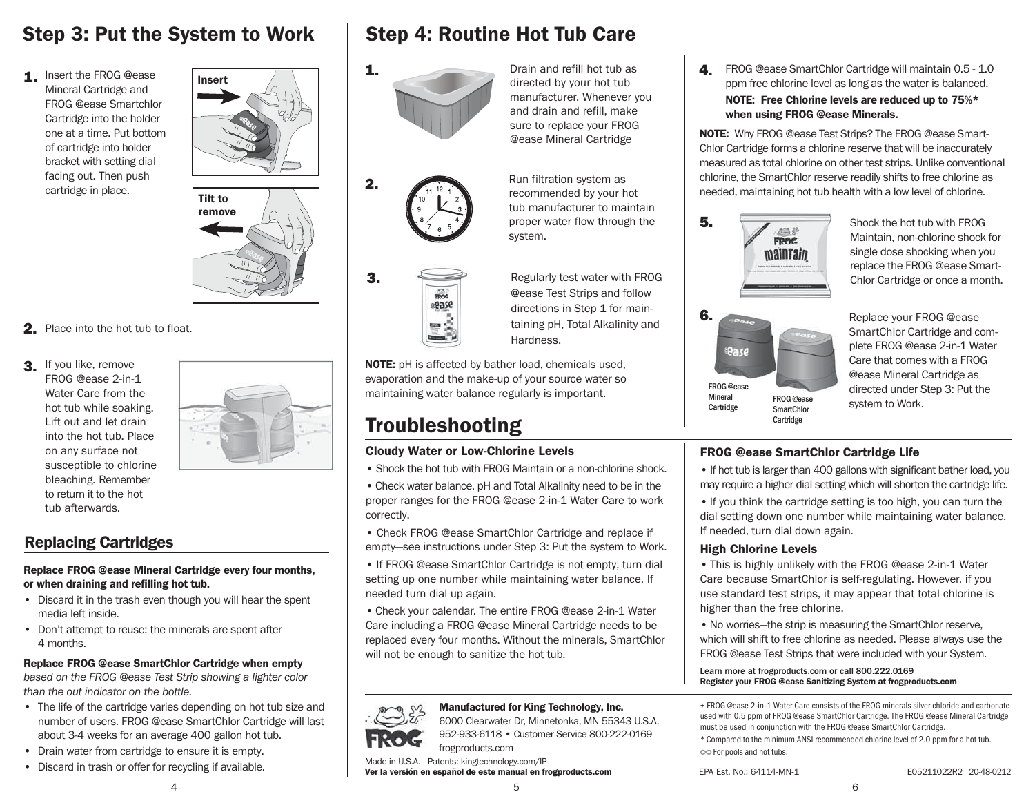## Step 3: Put the System to Work

1. Insert the FROG @ease Mineral Cartridge and FROG @ease Smartchlor Cartridge into the holder one at a time. Put bottom of cartridge into holder bracket with setting dial facing out. Then push cartridge in place.

Insert

Tilt to remove

2. Place into the hot tub to float.

3. If you like, remove FROG @ease 2-in-1 Water Care from the hot tub while soaking. Lift out and let drain into the hot tub. Place on any surface not susceptible to chlorine bleaching. Remember to return it to the hot tub afterwards.

### Replacing Cartridges

**Replace FROG @ease Mineral Cartridge every four months, or when draining and refilling hot tub.**

- Discard it in the trash even though you will hear the spent media left inside.
- Don't attempt to reuse: the minerals are spent after 4 months.

**Replace FROG @ease SmartChlor Cartridge when empty** *based on the FROG @ease Test Strip showing a lighter color than the out indicator on the bottle.*

- The life of the cartridge varies depending on hot tub size and number of users. FROG @ease SmartChlor Cartridge will last about 3-4 weeks for an average 400 gallon hot tub.
- Drain water from cartridge to ensure it is empty.
- Discard in trash or offer for recycling if available.

## Step 4: Routine Hot Tub Care

1. Drain and refill hot tub as directed by your hot tub manufacturer. Whenever you and drain and refill, make sure to replace your FROG @ease Mineral Cartridge

2. Run filtration system as recommended by your hot tub manufacturer to maintain proper water flow through the system.

3. Regularly test water with FROG @ease Test Strips and follow directions in Step 1 for maintaining pH, Total Alkalinity and Hardness.

**NOTE:** pH is affected by bather load, chemicals used, evaporation and the make-up of your source water so maintaining water balance regularly is important.

4. FROG @ease SmartChlor Cartridge will maintain 0.5 - 1.0 ppm free chlorine level as long as the water is balanced.
**NOTE: Free Chlorine levels are reduced up to 75%\* when using FROG @ease Minerals.**

**NOTE:** Why FROG @ease Test Strips? The FROG @ease SmartChlor Cartridge forms a chlorine reserve that will be inaccurately measured as total chlorine on other test strips. Unlike conventional chlorine, the SmartChlor reserve readily shifts to free chlorine as needed, maintaining hot tub health with a low level of chlorine.

5. Shock the hot tub with FROG Maintain, non-chlorine shock for single dose shocking when you replace the FROG @ease SmartChlor Cartridge or once a month.

6. Replace your FROG @ease SmartChlor Cartridge and complete FROG @ease 2-in-1 Water Care that comes with a FROG @ease Mineral Cartridge as directed under Step 3: Put the system to Work.

FROG @ease Mineral Cartridge

FROG @ease SmartChlor Cartridge

## Troubleshooting

### Cloudy Water or Low-Chlorine Levels

- Shock the hot tub with FROG Maintain or a non-chlorine shock.
- Check water balance. pH and Total Alkalinity need to be in the proper ranges for the FROG @ease 2-in-1 Water Care to work correctly.
- Check FROG @ease SmartChlor Cartridge and replace if empty—see instructions under Step 3: Put the system to Work.
- If FROG @ease SmartChlor Cartridge is not empty, turn dial setting up one number while maintaining water balance. If needed turn dial up again.
- Check your calendar. The entire FROG @ease 2-in-1 Water Care including a FROG @ease Mineral Cartridge needs to be replaced every four months. Without the minerals, SmartChlor will not be enough to sanitize the hot tub.

### FROG @ease SmartChlor Cartridge Life

- If hot tub is larger than 400 gallons with significant bather load, you may require a higher dial setting which will shorten the cartridge life.
- If you think the cartridge setting is too high, you can turn the dial setting down one number while maintaining water balance. If needed, turn dial down again.

### High Chlorine Levels

- This is highly unlikely with the FROG @ease 2-in-1 Water Care because SmartChlor is self-regulating. However, if you use standard test strips, it may appear that total chlorine is higher than the free chlorine.
- No worries—the strip is measuring the SmartChlor reserve, which will shift to free chlorine as needed. Please always use the FROG @ease Test Strips that were included with your System.

**Learn more at frogproducts.com or call 800.222.0169**
**Register your FROG @ease Sanitizing System at frogproducts.com**

**Manufactured for King Technology, Inc.**
6000 Clearwater Dr, Minnetonka, MN 55343 U.S.A.
952-933-6118 • Customer Service 800-222-0169
frogproducts.com

Made in U.S.A. Patents: kingtechnology.com/IP
**Ver la versión en español de este manual en frogproducts.com**

+ FROG @ease 2-in-1 Water Care consists of the FROG minerals silver chloride and carbonate used with 0.5 ppm of FROG @ease SmartChlor Cartridge. The FROG @ease Mineral Cartridge must be used in conjunction with the FROG @ease SmartChlor Cartridge.

\* Compared to the minimum ANSI recommended chlorine level of 2.0 ppm for a hot tub.

∞ For pools and hot tubs.

EPA Est. No.: 64114-MN-1

E05211022R2 20-48-0212